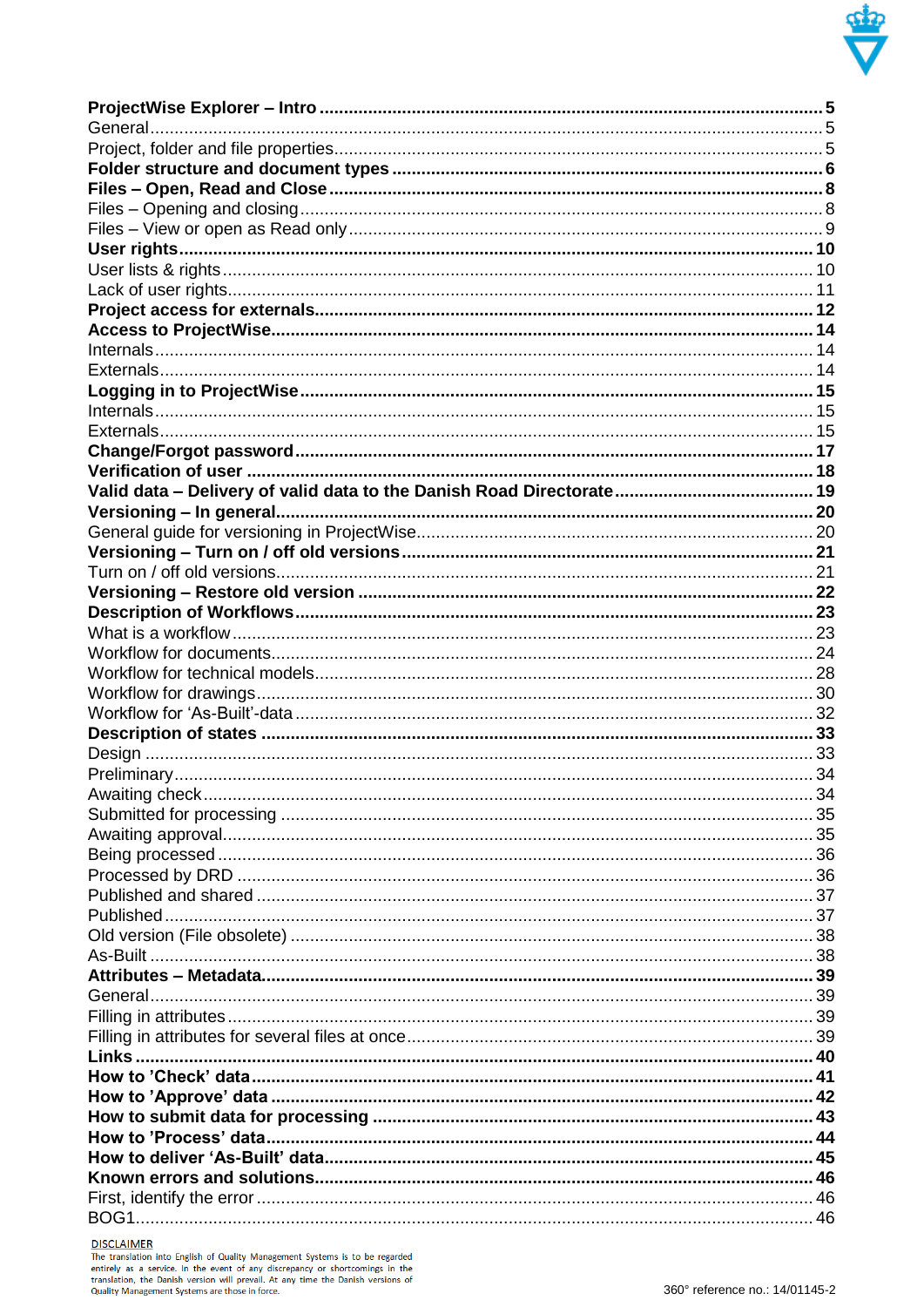**ProjectWise Explorer – Intro** .......... **5**
General .......... 5
Project, folder and file properties .......... 5
**Folder structure and document types** .......... **6**
**Files – Open, Read and Close** .......... **8**
Files – Opening and closing .......... 8
Files – View or open as Read only .......... 9
**User rights** .......... **10**
User lists & rights .......... 10
Lack of user rights .......... 11
**Project access for externals** .......... **12**
**Access to ProjectWise** .......... **14**
Internals .......... 14
Externals .......... 14
**Logging in to ProjectWise** .......... **15**
Internals .......... 15
Externals .......... 15
**Change/Forgot password** .......... **17**
**Verification of user** .......... **18**
**Valid data – Delivery of valid data to the Danish Road Directorate** .......... **19**
**Versioning – In general** .......... **20**
General guide for versioning in ProjectWise .......... 20
**Versioning – Turn on / off old versions** .......... **21**
Turn on / off old versions .......... 21
**Versioning – Restore old version** .......... **22**
**Description of Workflows** .......... **23**
What is a workflow .......... 23
Workflow for documents .......... 24
Workflow for technical models .......... 28
Workflow for drawings .......... 30
Workflow for 'As-Built'-data .......... 32
**Description of states** .......... **33**
Design .......... 33
Preliminary .......... 34
Awaiting check .......... 34
Submitted for processing .......... 35
Awaiting approval .......... 35
Being processed .......... 36
Processed by DRD .......... 36
Published and shared .......... 37
Published .......... 37
Old version (File obsolete) .......... 38
As-Built .......... 38
**Attributes – Metadata** .......... **39**
General .......... 39
Filling in attributes .......... 39
Filling in attributes for several files at once .......... 39
**Links** .......... **40**
**How to 'Check' data** .......... **41**
**How to 'Approve' data** .......... **42**
**How to submit data for processing** .......... **43**
**How to 'Process' data** .......... **44**
**How to deliver 'As-Built' data** .......... **45**
**Known errors and solutions** .......... **46**
First, identify the error .......... 46
BOG1 .......... 46

DISCLAIMER
The translation into English of Quality Management Systems is to be regarded entirely as a service. In the event of any discrepancy or shortcomings in the translation, the Danish version will prevail. At any time the Danish versions of Quality Management Systems are those in force.

360° reference no.: 14/01145-2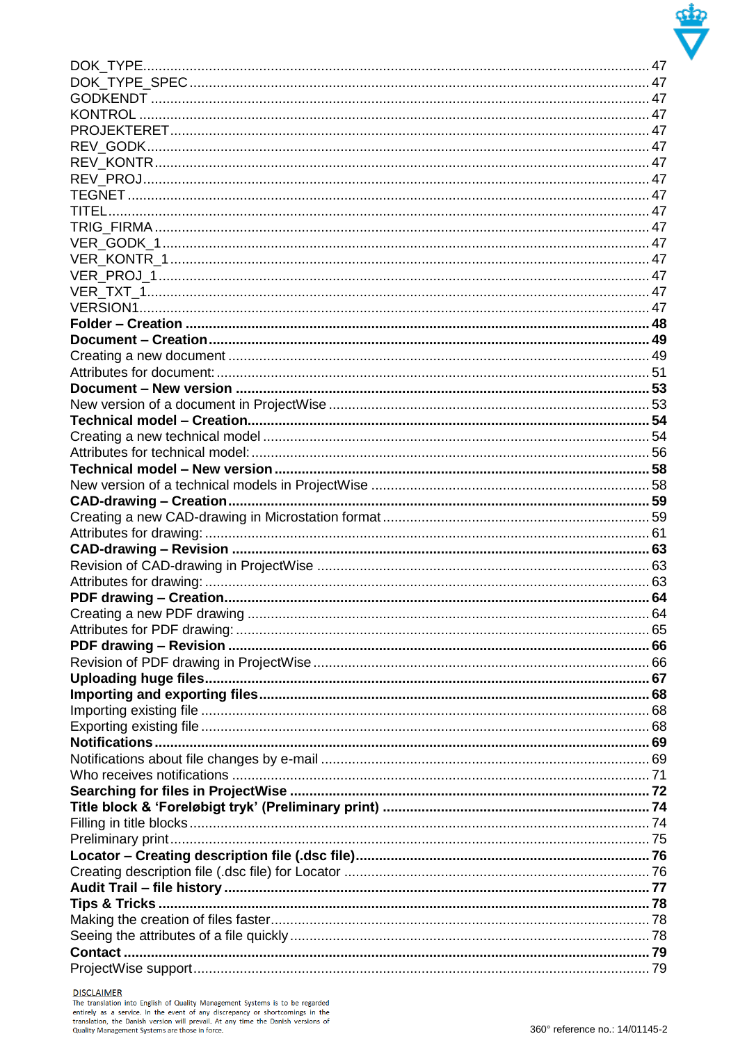DOK_TYPE ........................................................................................................................ 47
DOK_TYPE_SPEC ............................................................................................................. 47
GODKENDT ...................................................................................................................... 47
KONTROL ......................................................................................................................... 47
PROJEKTERET................................................................................................................. 47
REV_GODK....................................................................................................................... 47
REV_KONTR..................................................................................................................... 47
REV_PROJ ........................................................................................................................ 47
TEGNET ............................................................................................................................ 47
TITEL................................................................................................................................. 47
TRIG_FIRMA ..................................................................................................................... 47
VER_GODK_1................................................................................................................... 47
VER_KONTR_1 ................................................................................................................. 47
VER_PROJ_1.................................................................................................................... 47
VER_TXT_1....................................................................................................................... 47
VERSION1......................................................................................................................... 47

**Folder – Creation ............................................................................................................. 48**

**Document – Creation........................................................................................................ 49**

Creating a new document ................................................................................................... 49
Attributes for document: ...................................................................................................... 51

**Document – New version ................................................................................................. 53**

New version of a document in ProjectWise .......................................................................... 53

**Technical model – Creation.............................................................................................. 54**

Creating a new technical model .......................................................................................... 54
Attributes for technical model:.............................................................................................. 56

**Technical model – New version....................................................................................... 58**

New version of a technical models in ProjectWise ............................................................... 58

**CAD-drawing – Creation................................................................................................... 59**

Creating a new CAD-drawing in Microstation format............................................................ 59
Attributes for drawing: ......................................................................................................... 61

**CAD-drawing – Revision ................................................................................................... 63**

Revision of CAD-drawing in ProjectWise ............................................................................. 63
Attributes for drawing: ......................................................................................................... 63

**PDF drawing – Creation.................................................................................................... 64**

Creating a new PDF drawing .............................................................................................. 64
Attributes for PDF drawing: ................................................................................................. 65

**PDF drawing – Revision ................................................................................................... 66**

Revision of PDF drawing in ProjectWise.............................................................................. 66

**Uploading huge files......................................................................................................... 67**

**Importing and exporting files............................................................................................ 68**

Importing existing file .......................................................................................................... 68
Exporting existing file .......................................................................................................... 68

**Notifications...................................................................................................................... 69**

Notifications about file changes by e-mail ............................................................................ 69
Who receives notifications .................................................................................................. 71

**Searching for files in ProjectWise .................................................................................... 72**

**Title block & ‘Foreløbigt tryk’ (Preliminary print) ............................................................. 74**

Filling in title blocks............................................................................................................. 74
Preliminary print.................................................................................................................. 75

**Locator – Creating description file (.dsc file)................................................................... 76**

Creating description file (.dsc file) for Locator ...................................................................... 76

**Audit Trail – file history .................................................................................................... 77**

**Tips & Tricks ..................................................................................................................... 78**

Making the creation of files faster......................................................................................... 78
Seeing the attributes of a file quickly.................................................................................... 78

**Contact ............................................................................................................................. 79**

ProjectWise support............................................................................................................. 79

DISCLAIMER
The translation into English of Quality Management Systems is to be regarded entirely as a service. In the event of any discrepancy or shortcomings in the translation, the Danish version will prevail. At any time the Danish versions of Quality Management Systems are those in force.

360° reference no.: 14/01145-2